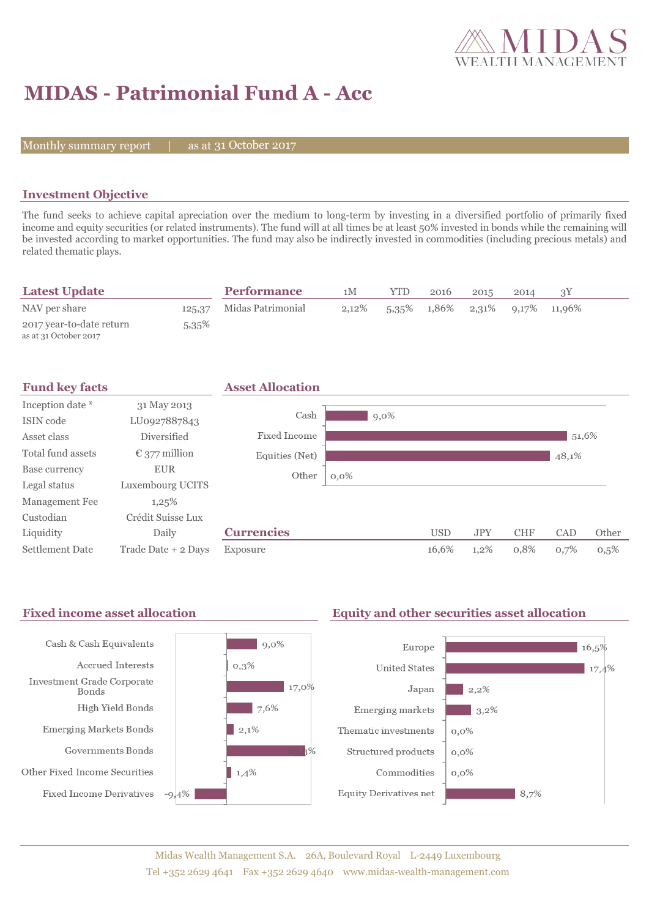# MIDAS - Patrimonial Fund A - Acc

Monthly summary report | as at 31 October 2017

## Investment Objective

The fund seeks to achieve capital apreciation over the medium to long-term by investing in a diversified portfolio of primarily fixed income and equity securities (or related instruments). The fund will at all times be at least 50% invested in bonds while the remaining will be invested according to market opportunities. The fund may also be indirectly invested in commodities (including precious metals) and related thematic plays.

## Latest Update

| | |
|---|---|
| NAV per share | 125,37 |
| 2017 year-to-date return<br>as at 31 October 2017 | 5,35% |

## Performance

| | 1M | YTD | 2016 | 2015 | 2014 | 3Y |
|---|---|---|---|---|---|---|
| Midas Patrimonial | 2,12% | 5,35% | 1,86% | 2,31% | 9,17% | 11,96% |

## Fund key facts

| | |
|---|---|
| Inception date * | 31 May 2013 |
| ISIN code | LU0927887843 |
| Asset class | Diversified |
| Total fund assets | € 377 million |
| Base currency | EUR |
| Legal status | Luxembourg UCITS |
| Management Fee | 1,25% |
| Custodian | Crédit Suisse Lux |
| Liquidity | Daily |
| Settlement Date | Trade Date + 2 Days |

## Asset Allocation

| | |
|---|---|
| Cash | 9,0% |
| Fixed Income | 51,6% |
| Equities (Net) | 48,1% |
| Other | 0,0% |

## Currencies

| | USD | JPY | CHF | CAD | Other |
|---|---|---|---|---|---|
| Exposure | 16,6% | 1,2% | 0,8% | 0,7% | 0,5% |

## Fixed income asset allocation

| | |
|---|---|
| Cash & Cash Equivalents | 9,0% |
| Accrued Interests | 0,3% |
| Investment Grade Corporate Bonds | 17,0% |
| High Yield Bonds | 7,6% |
| Emerging Markets Bonds | 2,1% |
| Governments Bonds | 23,3% |
| Other Fixed Income Securities | 1,4% |
| Fixed Income Derivatives | -9,4% |

## Equity and other securities asset allocation

| | |
|---|---|
| Europe | 16,5% |
| United States | 17,4% |
| Japan | 2,2% |
| Emerging markets | 3,2% |
| Thematic investments | 0,0% |
| Structured products | 0,0% |
| Commodities | 0,0% |
| Equity Derivatives net | 8,7% |

Midas Wealth Management S.A. 26A, Boulevard Royal L-2449 Luxembourg
Tel +352 2629 4641 Fax +352 2629 4640 www.midas-wealth-management.com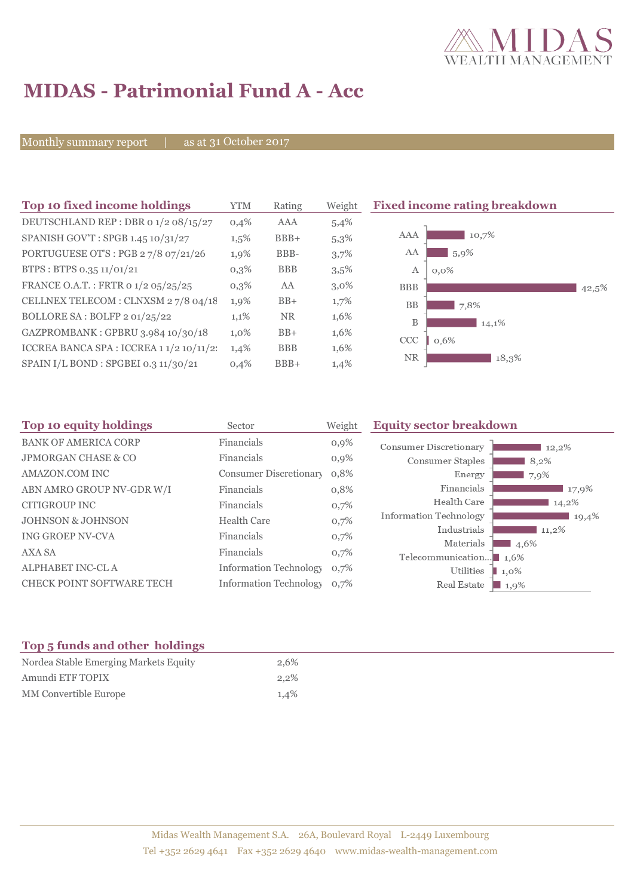# MIDAS - Patrimonial Fund A - Acc

Monthly summary report | as at 31 October 2017

## Top 10 fixed income holdings

| Top 10 fixed income holdings | YTM | Rating | Weight |
|---|---|---|---|
| DEUTSCHLAND REP : DBR 0 1/2 08/15/27 | 0,4% | AAA | 5,4% |
| SPANISH GOV'T : SPGB 1.45 10/31/27 | 1,5% | BBB+ | 5,3% |
| PORTUGUESE OT'S : PGB 2 7/8 07/21/26 | 1,9% | BBB- | 3,7% |
| BTPS : BTPS 0.35 11/01/21 | 0,3% | BBB | 3,5% |
| FRANCE O.A.T. : FRTR 0 1/2 05/25/25 | 0,3% | AA | 3,0% |
| CELLNEX TELECOM : CLNXSM 2 7/8 04/18 | 1,9% | BB+ | 1,7% |
| BOLLORE SA : BOLFP 2 01/25/22 | 1,1% | NR | 1,6% |
| GAZPROMBANK : GPBRU 3.984 10/30/18 | 1,0% | BB+ | 1,6% |
| ICCREA BANCA SPA : ICCREA 1 1/2 10/11/2: | 1,4% | BBB | 1,6% |
| SPAIN I/L BOND : SPGBEI 0.3 11/30/21 | 0,4% | BBB+ | 1,4% |

## Fixed income rating breakdown

| Rating | Weight |
|---|---|
| AAA | 10,7% |
| AA | 5,9% |
| A | 0,0% |
| BBB | 42,5% |
| BB | 7,8% |
| B | 14,1% |
| CCC | 0,6% |
| NR | 18,3% |

## Top 10 equity holdings

| Top 10 equity holdings | Sector | Weight |
|---|---|---|
| BANK OF AMERICA CORP | Financials | 0,9% |
| JPMORGAN CHASE & CO | Financials | 0,9% |
| AMAZON.COM INC | Consumer Discretionary | 0,8% |
| ABN AMRO GROUP NV-GDR W/I | Financials | 0,8% |
| CITIGROUP INC | Financials | 0,7% |
| JOHNSON & JOHNSON | Health Care | 0,7% |
| ING GROEP NV-CVA | Financials | 0,7% |
| AXA SA | Financials | 0,7% |
| ALPHABET INC-CL A | Information Technology | 0,7% |
| CHECK POINT SOFTWARE TECH | Information Technology | 0,7% |

## Equity sector breakdown

| Sector | Weight |
|---|---|
| Consumer Discretionary | 12,2% |
| Consumer Staples | 8,2% |
| Energy | 7,9% |
| Financials | 17,9% |
| Health Care | 14,2% |
| Information Technology | 19,4% |
| Industrials | 11,2% |
| Materials | 4,6% |
| Telecommunication... | 1,6% |
| Utilities | 1,0% |
| Real Estate | 1,9% |

## Top 5 funds and other holdings

| Top 5 funds and other holdings | |
|---|---|
| Nordea Stable Emerging Markets Equity | 2,6% |
| Amundi ETF TOPIX | 2,2% |
| MM Convertible Europe | 1,4% |

Midas Wealth Management S.A. 26A, Boulevard Royal L-2449 Luxembourg
Tel +352 2629 4641 Fax +352 2629 4640 www.midas-wealth-management.com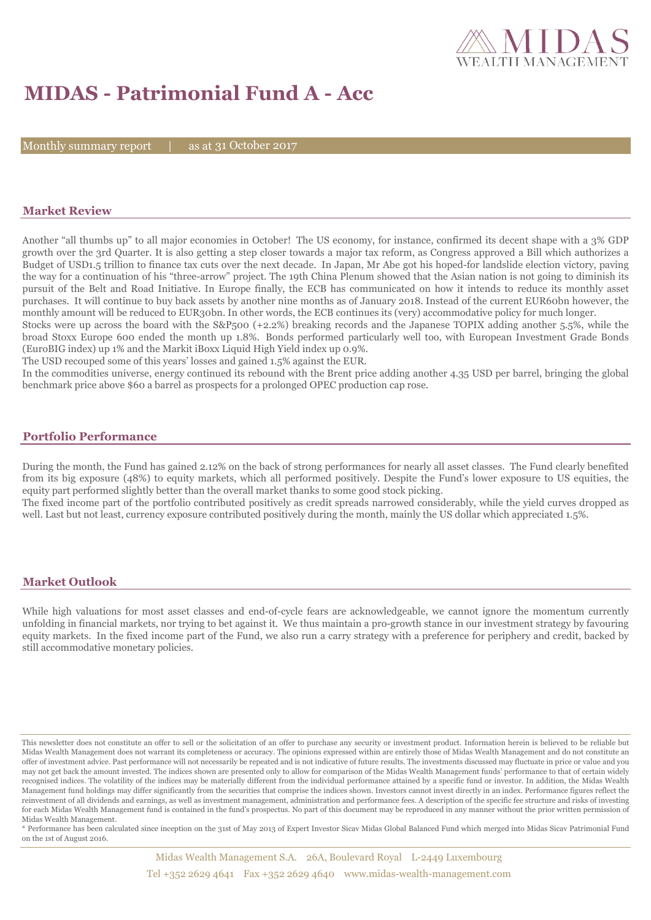# MIDAS - Patrimonial Fund A - Acc

Monthly summary report | as at 31 October 2017

## Market Review

Another "all thumbs up" to all major economies in October! The US economy, for instance, confirmed its decent shape with a 3% GDP growth over the 3rd Quarter. It is also getting a step closer towards a major tax reform, as Congress approved a Bill which authorizes a Budget of USD1.5 trillion to finance tax cuts over the next decade. In Japan, Mr Abe got his hoped-for landslide election victory, paving the way for a continuation of his "three-arrow" project. The 19th China Plenum showed that the Asian nation is not going to diminish its pursuit of the Belt and Road Initiative. In Europe finally, the ECB has communicated on how it intends to reduce its monthly asset purchases. It will continue to buy back assets by another nine months as of January 2018. Instead of the current EUR60bn however, the monthly amount will be reduced to EUR30bn. In other words, the ECB continues its (very) accommodative policy for much longer.

Stocks were up across the board with the S&P500 (+2.2%) breaking records and the Japanese TOPIX adding another 5.5%, while the broad Stoxx Europe 600 ended the month up 1.8%. Bonds performed particularly well too, with European Investment Grade Bonds (EuroBIG index) up 1% and the Markit iBoxx Liquid High Yield index up 0.9%.

The USD recouped some of this years' losses and gained 1.5% against the EUR.

In the commodities universe, energy continued its rebound with the Brent price adding another 4.35 USD per barrel, bringing the global benchmark price above $60 a barrel as prospects for a prolonged OPEC production cap rose.

## Portfolio Performance

During the month, the Fund has gained 2.12% on the back of strong performances for nearly all asset classes. The Fund clearly benefited from its big exposure (48%) to equity markets, which all performed positively. Despite the Fund's lower exposure to US equities, the equity part performed slightly better than the overall market thanks to some good stock picking.

The fixed income part of the portfolio contributed positively as credit spreads narrowed considerably, while the yield curves dropped as well. Last but not least, currency exposure contributed positively during the month, mainly the US dollar which appreciated 1.5%.

## Market Outlook

While high valuations for most asset classes and end-of-cycle fears are acknowledgeable, we cannot ignore the momentum currently unfolding in financial markets, nor trying to bet against it. We thus maintain a pro-growth stance in our investment strategy by favouring equity markets. In the fixed income part of the Fund, we also run a carry strategy with a preference for periphery and credit, backed by still accommodative monetary policies.

This newsletter does not constitute an offer to sell or the solicitation of an offer to purchase any security or investment product. Information herein is believed to be reliable but Midas Wealth Management does not warrant its completeness or accuracy. The opinions expressed within are entirely those of Midas Wealth Management and do not constitute an offer of investment advice. Past performance will not necessarily be repeated and is not indicative of future results. The investments discussed may fluctuate in price or value and you may not get back the amount invested. The indices shown are presented only to allow for comparison of the Midas Wealth Management funds' performance to that of certain widely recognised indices. The volatility of the indices may be materially different from the individual performance attained by a specific fund or investor. In addition, the Midas Wealth Management fund holdings may differ significantly from the securities that comprise the indices shown. Investors cannot invest directly in an index. Performance figures reflect the reinvestment of all dividends and earnings, as well as investment management, administration and performance fees. A description of the specific fee structure and risks of investing for each Midas Wealth Management fund is contained in the fund's prospectus. No part of this document may be reproduced in any manner without the prior written permission of Midas Wealth Management.

\* Performance has been calculated since inception on the 31st of May 2013 of Expert Investor Sicav Midas Global Balanced Fund which merged into Midas Sicav Patrimonial Fund on the 1st of August 2016.

Midas Wealth Management S.A. 26A, Boulevard Royal L-2449 Luxembourg

Tel +352 2629 4641 Fax +352 2629 4640 www.midas-wealth-management.com